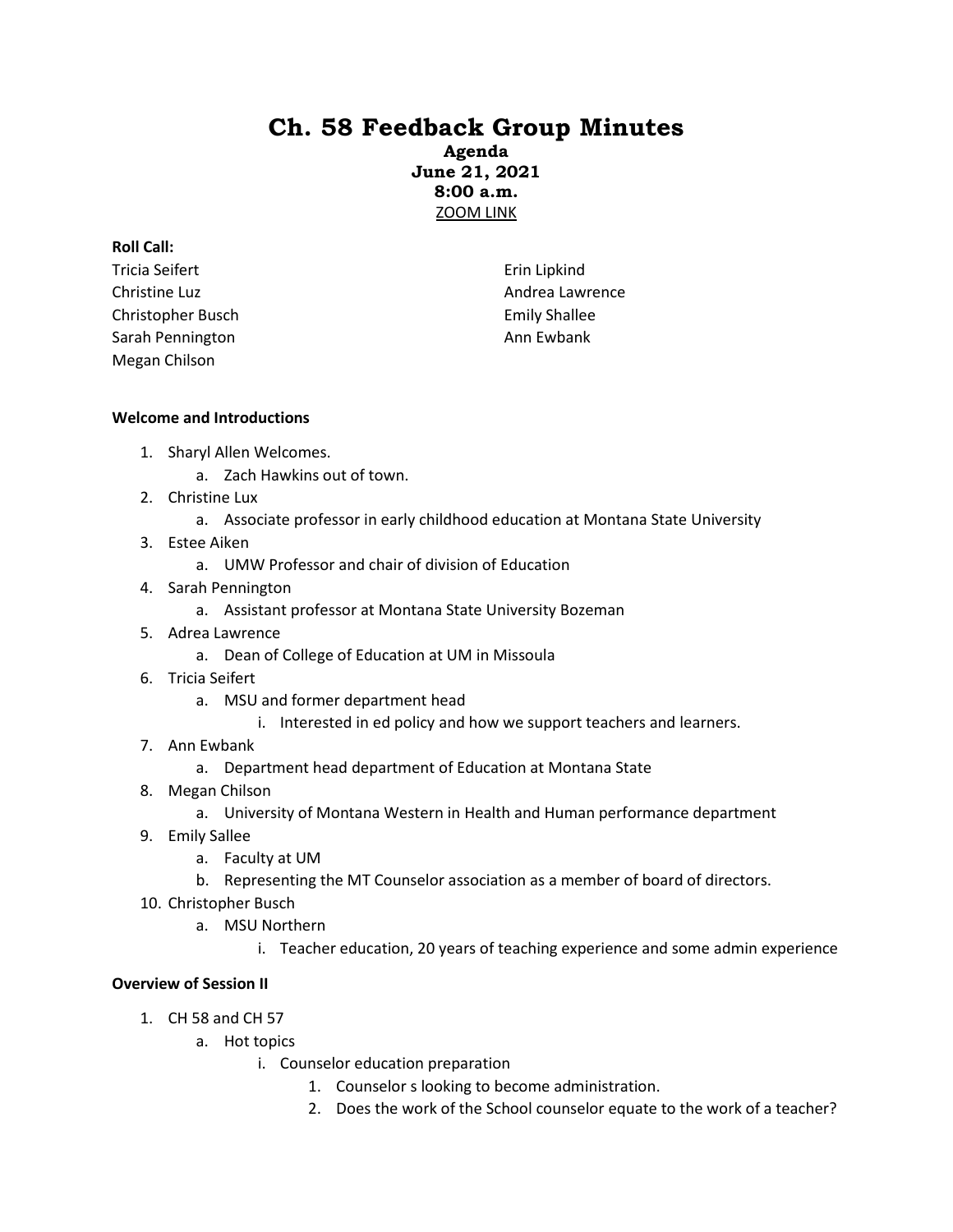# Ch. 58 Feedback Group Minutes

**Agenda**
**June 21, 2021**
**8:00 a.m.**
ZOOM LINK

**Roll Call:**

Tricia Seifert
Christine Luz
Christopher Busch
Sarah Pennington
Megan Chilson
Erin Lipkind
Andrea Lawrence
Emily Shallee
Ann Ewbank

**Welcome and Introductions**

1. Sharyl Allen Welcomes.
   a. Zach Hawkins out of town.
2. Christine Lux
   a. Associate professor in early childhood education at Montana State University
3. Estee Aiken
   a. UMW Professor and chair of division of Education
4. Sarah Pennington
   a. Assistant professor at Montana State University Bozeman
5. Adrea Lawrence
   a. Dean of College of Education at UM in Missoula
6. Tricia Seifert
   a. MSU and former department head
      i. Interested in ed policy and how we support teachers and learners.
7. Ann Ewbank
   a. Department head department of Education at Montana State
8. Megan Chilson
   a. University of Montana Western in Health and Human performance department
9. Emily Sallee
   a. Faculty at UM
   b. Representing the MT Counselor association as a member of board of directors.
10. Christopher Busch
    a. MSU Northern
       i. Teacher education, 20 years of teaching experience and some admin experience

**Overview of Session II**

1. CH 58 and CH 57
   a. Hot topics
      i. Counselor education preparation
         1. Counselor s looking to become administration.
         2. Does the work of the School counselor equate to the work of a teacher?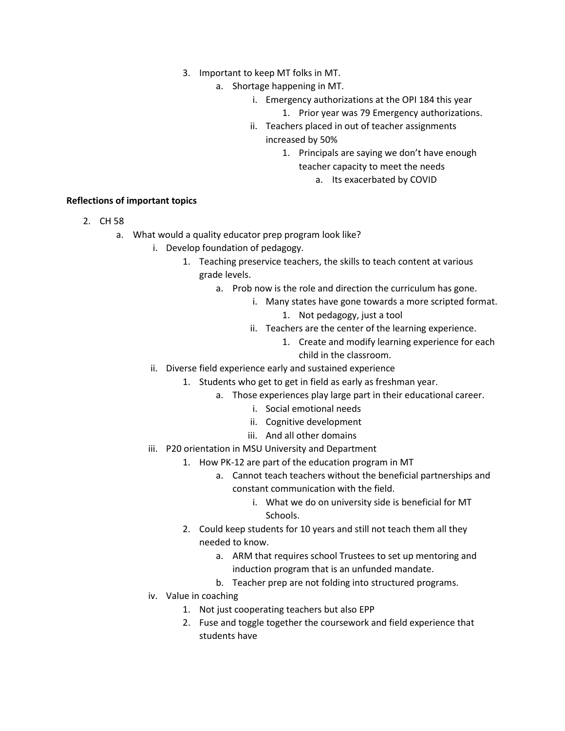3. Important to keep MT folks in MT.
    a. Shortage happening in MT.
        i. Emergency authorizations at the OPI 184 this year
            1. Prior year was 79 Emergency authorizations.
        ii. Teachers placed in out of teacher assignments increased by 50%
            1. Principals are saying we don't have enough teacher capacity to meet the needs
                a. Its exacerbated by COVID

**Reflections of important topics**

2. CH 58
    a. What would a quality educator prep program look like?
        i. Develop foundation of pedagogy.
            1. Teaching preservice teachers, the skills to teach content at various grade levels.
                a. Prob now is the role and direction the curriculum has gone.
                    i. Many states have gone towards a more scripted format.
                        1. Not pedagogy, just a tool
                    ii. Teachers are the center of the learning experience.
                        1. Create and modify learning experience for each child in the classroom.
        ii. Diverse field experience early and sustained experience
            1. Students who get to get in field as early as freshman year.
                a. Those experiences play large part in their educational career.
                    i. Social emotional needs
                    ii. Cognitive development
                    iii. And all other domains
        iii. P20 orientation in MSU University and Department
            1. How PK-12 are part of the education program in MT
                a. Cannot teach teachers without the beneficial partnerships and constant communication with the field.
                    i. What we do on university side is beneficial for MT Schools.
            2. Could keep students for 10 years and still not teach them all they needed to know.
                a. ARM that requires school Trustees to set up mentoring and induction program that is an unfunded mandate.
                b. Teacher prep are not folding into structured programs.
        iv. Value in coaching
            1. Not just cooperating teachers but also EPP
            2. Fuse and toggle together the coursework and field experience that students have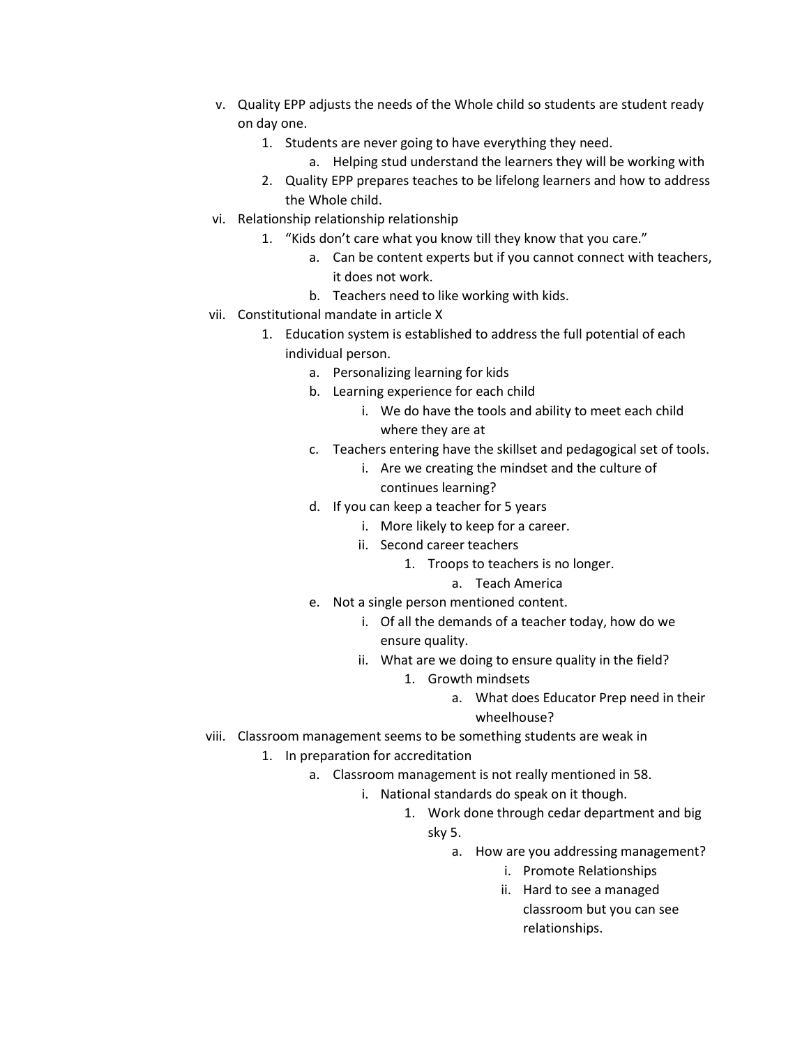v. Quality EPP adjusts the needs of the Whole child so students are student ready on day one.
    1. Students are never going to have everything they need.
        a. Helping stud understand the learners they will be working with
    2. Quality EPP prepares teaches to be lifelong learners and how to address the Whole child.

vi. Relationship relationship relationship
    1. "Kids don't care what you know till they know that you care."
        a. Can be content experts but if you cannot connect with teachers, it does not work.
        b. Teachers need to like working with kids.

vii. Constitutional mandate in article X
    1. Education system is established to address the full potential of each individual person.
        a. Personalizing learning for kids
        b. Learning experience for each child
            i. We do have the tools and ability to meet each child where they are at
        c. Teachers entering have the skillset and pedagogical set of tools.
            i. Are we creating the mindset and the culture of continues learning?
        d. If you can keep a teacher for 5 years
            i. More likely to keep for a career.
            ii. Second career teachers
                1. Troops to teachers is no longer.
                    a. Teach America
        e. Not a single person mentioned content.
            i. Of all the demands of a teacher today, how do we ensure quality.
            ii. What are we doing to ensure quality in the field?
                1. Growth mindsets
                    a. What does Educator Prep need in their wheelhouse?

viii. Classroom management seems to be something students are weak in
    1. In preparation for accreditation
        a. Classroom management is not really mentioned in 58.
            i. National standards do speak on it though.
                1. Work done through cedar department and big sky 5.
                    a. How are you addressing management?
                        i. Promote Relationships
                        ii. Hard to see a managed classroom but you can see relationships.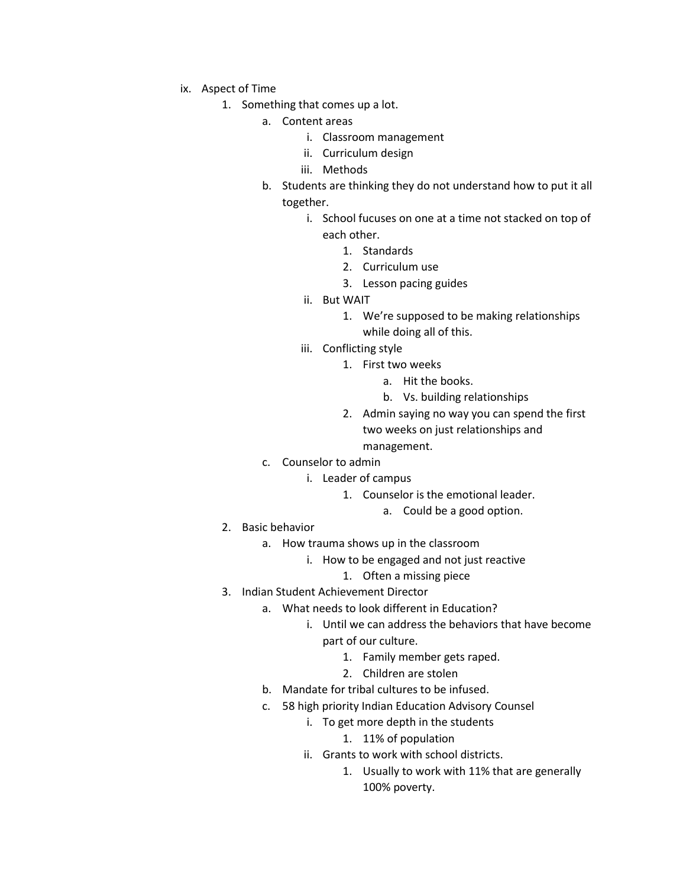- ix. Aspect of Time
    1. Something that comes up a lot.
        - a. Content areas
            - i. Classroom management
            - ii. Curriculum design
            - iii. Methods
        - b. Students are thinking they do not understand how to put it all together.
            - i. School fucuses on one at a time not stacked on top of each other.
                1. Standards
                2. Curriculum use
                3. Lesson pacing guides
            - ii. But WAIT
                1. We're supposed to be making relationships while doing all of this.
            - iii. Conflicting style
                1. First two weeks
                    - a. Hit the books.
                    - b. Vs. building relationships
                2. Admin saying no way you can spend the first two weeks on just relationships and management.
        - c. Counselor to admin
            - i. Leader of campus
                1. Counselor is the emotional leader.
                    - a. Could be a good option.
    2. Basic behavior
        - a. How trauma shows up in the classroom
            - i. How to be engaged and not just reactive
                1. Often a missing piece
    3. Indian Student Achievement Director
        - a. What needs to look different in Education?
            - i. Until we can address the behaviors that have become part of our culture.
                1. Family member gets raped.
                2. Children are stolen
        - b. Mandate for tribal cultures to be infused.
        - c. 58 high priority Indian Education Advisory Counsel
            - i. To get more depth in the students
                1. 11% of population
            - ii. Grants to work with school districts.
                1. Usually to work with 11% that are generally 100% poverty.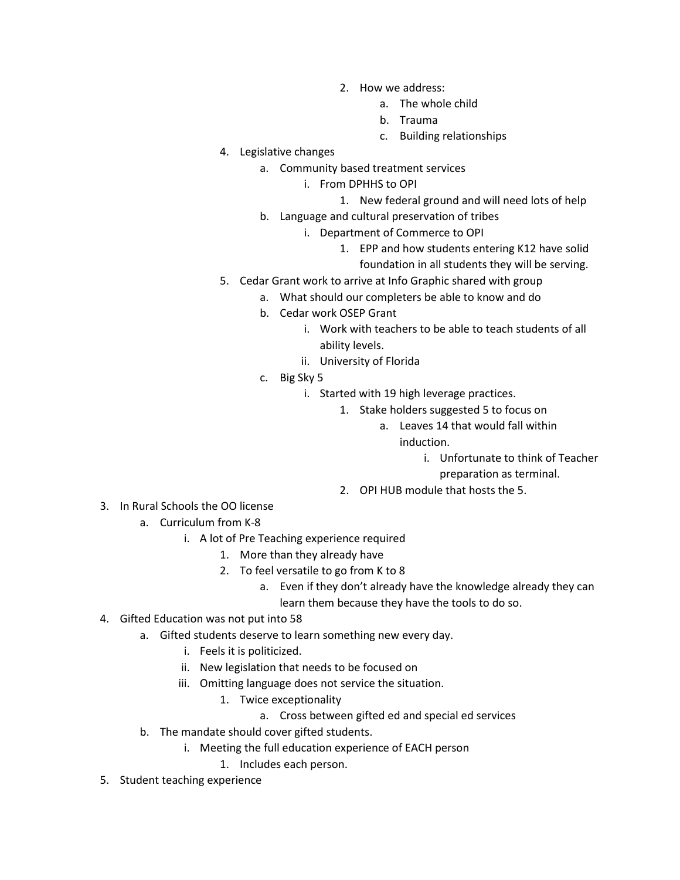2. How we address:
                a. The whole child
                b. Trauma
                c. Building relationships
        4. Legislative changes
            a. Community based treatment services
                i. From DPHHS to OPI
                    1. New federal ground and will need lots of help
            b. Language and cultural preservation of tribes
                i. Department of Commerce to OPI
                    1. EPP and how students entering K12 have solid foundation in all students they will be serving.
        5. Cedar Grant work to arrive at Info Graphic shared with group
            a. What should our completers be able to know and do
            b. Cedar work OSEP Grant
                i. Work with teachers to be able to teach students of all ability levels.
                ii. University of Florida
            c. Big Sky 5
                i. Started with 19 high leverage practices.
                    1. Stake holders suggested 5 to focus on
                        a. Leaves 14 that would fall within induction.
                            i. Unfortunate to think of Teacher preparation as terminal.
                    2. OPI HUB module that hosts the 5.

3. In Rural Schools the OO license
    a. Curriculum from K-8
        i. A lot of Pre Teaching experience required
            1. More than they already have
            2. To feel versatile to go from K to 8
                a. Even if they don't already have the knowledge already they can learn them because they have the tools to do so.
4. Gifted Education was not put into 58
    a. Gifted students deserve to learn something new every day.
        i. Feels it is politicized.
        ii. New legislation that needs to be focused on
        iii. Omitting language does not service the situation.
            1. Twice exceptionality
                a. Cross between gifted ed and special ed services
    b. The mandate should cover gifted students.
        i. Meeting the full education experience of EACH person
            1. Includes each person.
5. Student teaching experience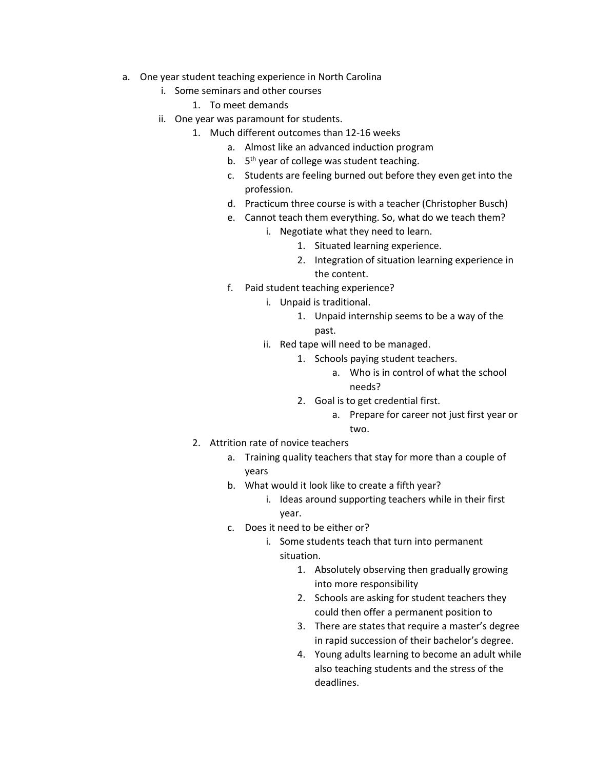a. One year student teaching experience in North Carolina
    i. Some seminars and other courses
        1. To meet demands
    ii. One year was paramount for students.
        1. Much different outcomes than 12-16 weeks
            a. Almost like an advanced induction program
            b. 5th year of college was student teaching.
            c. Students are feeling burned out before they even get into the profession.
            d. Practicum three course is with a teacher (Christopher Busch)
            e. Cannot teach them everything. So, what do we teach them?
                i. Negotiate what they need to learn.
                    1. Situated learning experience.
                    2. Integration of situation learning experience in the content.
            f. Paid student teaching experience?
                i. Unpaid is traditional.
                    1. Unpaid internship seems to be a way of the past.
                ii. Red tape will need to be managed.
                    1. Schools paying student teachers.
                        a. Who is in control of what the school needs?
                    2. Goal is to get credential first.
                        a. Prepare for career not just first year or two.
        2. Attrition rate of novice teachers
            a. Training quality teachers that stay for more than a couple of years
            b. What would it look like to create a fifth year?
                i. Ideas around supporting teachers while in their first year.
            c. Does it need to be either or?
                i. Some students teach that turn into permanent situation.
                    1. Absolutely observing then gradually growing into more responsibility
                    2. Schools are asking for student teachers they could then offer a permanent position to
                    3. There are states that require a master's degree in rapid succession of their bachelor's degree.
                    4. Young adults learning to become an adult while also teaching students and the stress of the deadlines.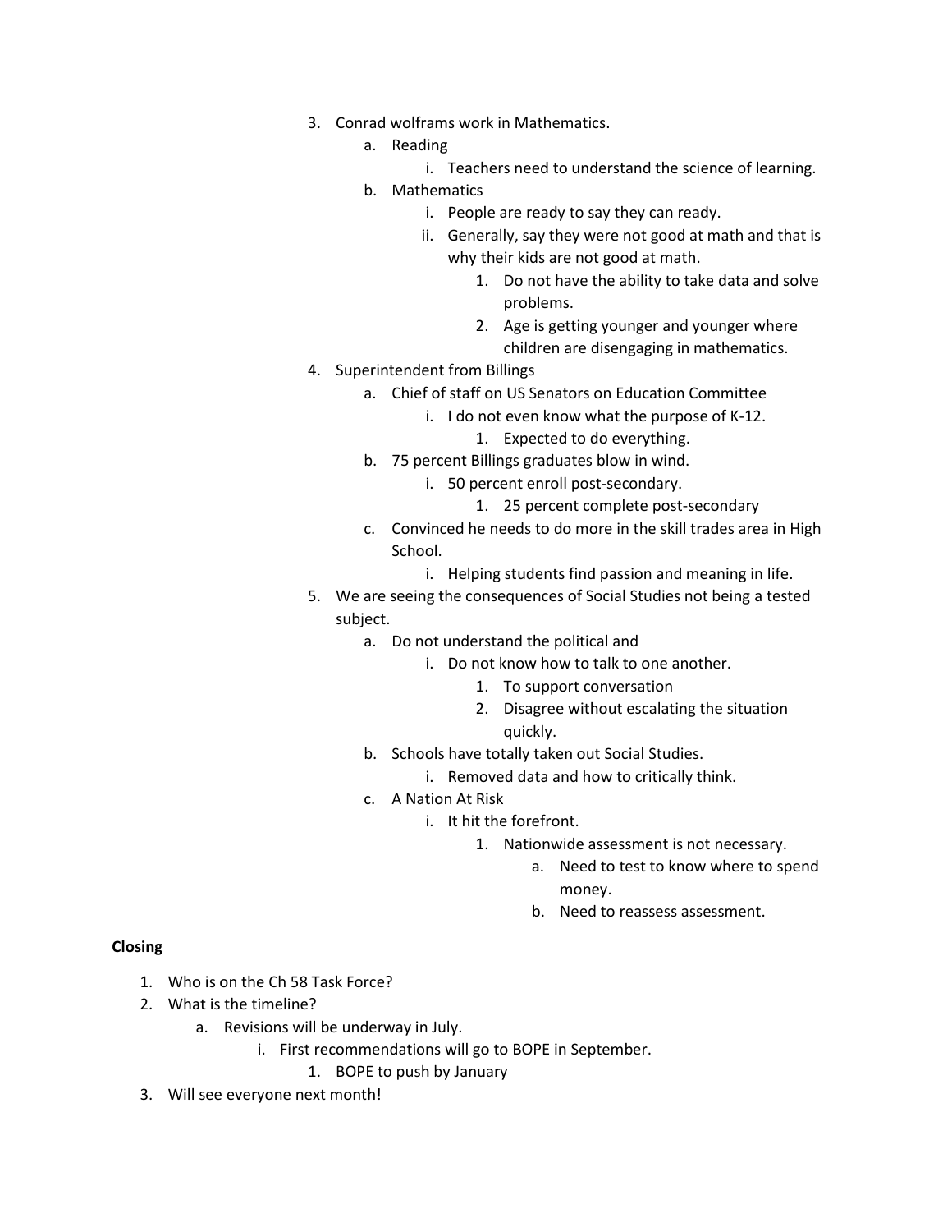3. Conrad wolframs work in Mathematics.
    a. Reading
        i. Teachers need to understand the science of learning.
    b. Mathematics
        i. People are ready to say they can ready.
        ii. Generally, say they were not good at math and that is why their kids are not good at math.
            1. Do not have the ability to take data and solve problems.
            2. Age is getting younger and younger where children are disengaging in mathematics.
4. Superintendent from Billings
    a. Chief of staff on US Senators on Education Committee
        i. I do not even know what the purpose of K-12.
            1. Expected to do everything.
    b. 75 percent Billings graduates blow in wind.
        i. 50 percent enroll post-secondary.
            1. 25 percent complete post-secondary
    c. Convinced he needs to do more in the skill trades area in High School.
        i. Helping students find passion and meaning in life.
5. We are seeing the consequences of Social Studies not being a tested subject.
    a. Do not understand the political and
        i. Do not know how to talk to one another.
            1. To support conversation
            2. Disagree without escalating the situation quickly.
    b. Schools have totally taken out Social Studies.
        i. Removed data and how to critically think.
    c. A Nation At Risk
        i. It hit the forefront.
            1. Nationwide assessment is not necessary.
                a. Need to test to know where to spend money.
                b. Need to reassess assessment.

**Closing**

1. Who is on the Ch 58 Task Force?
2. What is the timeline?
    a. Revisions will be underway in July.
        i. First recommendations will go to BOPE in September.
            1. BOPE to push by January
3. Will see everyone next month!